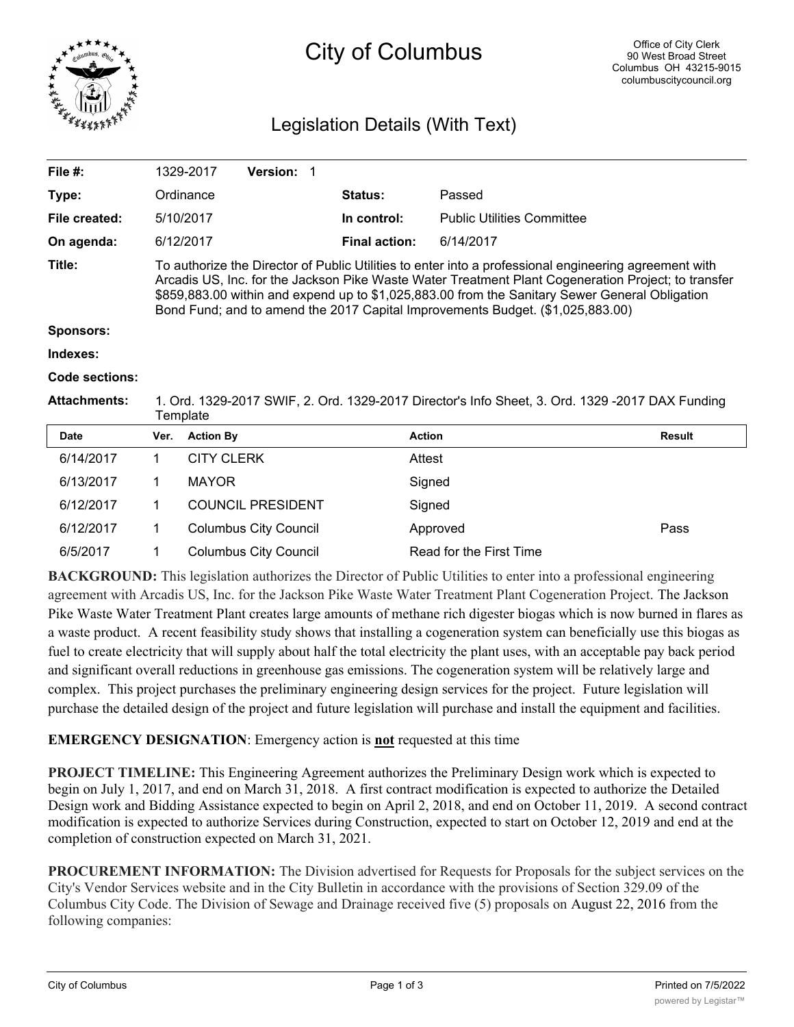# City of Columbus

Office of City Clerk
90 West Broad Street
Columbus OH 43215-9015
columbuscitycouncil.org

## Legislation Details (With Text)

| | | | |
|---|---|---|---|
| **File #:** | 1329-2017 **Version:** 1 | | |
| **Type:** | Ordinance | **Status:** | Passed |
| **File created:** | 5/10/2017 | **In control:** | Public Utilities Committee |
| **On agenda:** | 6/12/2017 | **Final action:** | 6/14/2017 |

**Title:** To authorize the Director of Public Utilities to enter into a professional engineering agreement with Arcadis US, Inc. for the Jackson Pike Waste Water Treatment Plant Cogeneration Project; to transfer $859,883.00 within and expend up to $1,025,883.00 from the Sanitary Sewer General Obligation Bond Fund; and to amend the 2017 Capital Improvements Budget. ($1,025,883.00)

**Sponsors:**

**Indexes:**

**Code sections:**

**Attachments:** 1. Ord. 1329-2017 SWIF, 2. Ord. 1329-2017 Director's Info Sheet, 3. Ord. 1329 -2017 DAX Funding Template

| Date | Ver. | Action By | Action | Result |
|---|---|---|---|---|
| 6/14/2017 | 1 | CITY CLERK | Attest | |
| 6/13/2017 | 1 | MAYOR | Signed | |
| 6/12/2017 | 1 | COUNCIL PRESIDENT | Signed | |
| 6/12/2017 | 1 | Columbus City Council | Approved | Pass |
| 6/5/2017 | 1 | Columbus City Council | Read for the First Time | |

**BACKGROUND:** This legislation authorizes the Director of Public Utilities to enter into a professional engineering agreement with Arcadis US, Inc. for the Jackson Pike Waste Water Treatment Plant Cogeneration Project. The Jackson Pike Waste Water Treatment Plant creates large amounts of methane rich digester biogas which is now burned in flares as a waste product. A recent feasibility study shows that installing a cogeneration system can beneficially use this biogas as fuel to create electricity that will supply about half the total electricity the plant uses, with an acceptable pay back period and significant overall reductions in greenhouse gas emissions. The cogeneration system will be relatively large and complex. This project purchases the preliminary engineering design services for the project. Future legislation will purchase the detailed design of the project and future legislation will purchase and install the equipment and facilities.

**EMERGENCY DESIGNATION**: Emergency action is **not** requested at this time

**PROJECT TIMELINE:** This Engineering Agreement authorizes the Preliminary Design work which is expected to begin on July 1, 2017, and end on March 31, 2018. A first contract modification is expected to authorize the Detailed Design work and Bidding Assistance expected to begin on April 2, 2018, and end on October 11, 2019. A second contract modification is expected to authorize Services during Construction, expected to start on October 12, 2019 and end at the completion of construction expected on March 31, 2021.

**PROCUREMENT INFORMATION:** The Division advertised for Requests for Proposals for the subject services on the City's Vendor Services website and in the City Bulletin in accordance with the provisions of Section 329.09 of the Columbus City Code. The Division of Sewage and Drainage received five (5) proposals on August 22, 2016 from the following companies: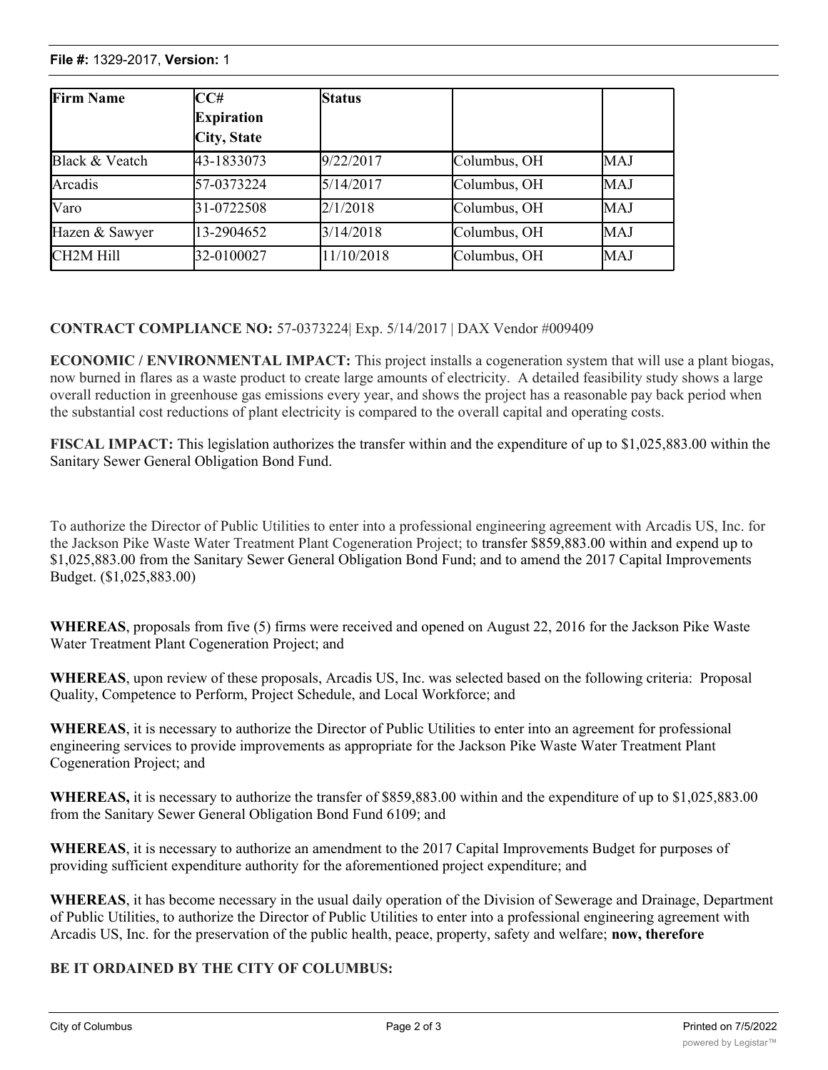| Firm Name | CC# Expiration City, State | Status | | |
|---|---|---|---|---|
| Black & Veatch | 43-1833073 | 9/22/2017 | Columbus, OH | MAJ |
| Arcadis | 57-0373224 | 5/14/2017 | Columbus, OH | MAJ |
| Varo | 31-0722508 | 2/1/2018 | Columbus, OH | MAJ |
| Hazen & Sawyer | 13-2904652 | 3/14/2018 | Columbus, OH | MAJ |
| CH2M Hill | 32-0100027 | 11/10/2018 | Columbus, OH | MAJ |

**CONTRACT COMPLIANCE NO:** 57-0373224| Exp. 5/14/2017 | DAX Vendor #009409

**ECONOMIC / ENVIRONMENTAL IMPACT:** This project installs a cogeneration system that will use a plant biogas, now burned in flares as a waste product to create large amounts of electricity. A detailed feasibility study shows a large overall reduction in greenhouse gas emissions every year, and shows the project has a reasonable pay back period when the substantial cost reductions of plant electricity is compared to the overall capital and operating costs.

**FISCAL IMPACT:** This legislation authorizes the transfer within and the expenditure of up to $1,025,883.00 within the Sanitary Sewer General Obligation Bond Fund.

To authorize the Director of Public Utilities to enter into a professional engineering agreement with Arcadis US, Inc. for the Jackson Pike Waste Water Treatment Plant Cogeneration Project; to transfer $859,883.00 within and expend up to $1,025,883.00 from the Sanitary Sewer General Obligation Bond Fund; and to amend the 2017 Capital Improvements Budget. ($1,025,883.00)

**WHEREAS**, proposals from five (5) firms were received and opened on August 22, 2016 for the Jackson Pike Waste Water Treatment Plant Cogeneration Project; and

**WHEREAS**, upon review of these proposals, Arcadis US, Inc. was selected based on the following criteria: Proposal Quality, Competence to Perform, Project Schedule, and Local Workforce; and

**WHEREAS**, it is necessary to authorize the Director of Public Utilities to enter into an agreement for professional engineering services to provide improvements as appropriate for the Jackson Pike Waste Water Treatment Plant Cogeneration Project; and

**WHEREAS,** it is necessary to authorize the transfer of $859,883.00 within and the expenditure of up to $1,025,883.00 from the Sanitary Sewer General Obligation Bond Fund 6109; and

**WHEREAS**, it is necessary to authorize an amendment to the 2017 Capital Improvements Budget for purposes of providing sufficient expenditure authority for the aforementioned project expenditure; and

**WHEREAS**, it has become necessary in the usual daily operation of the Division of Sewerage and Drainage, Department of Public Utilities, to authorize the Director of Public Utilities to enter into a professional engineering agreement with Arcadis US, Inc. for the preservation of the public health, peace, property, safety and welfare; **now, therefore**

**BE IT ORDAINED BY THE CITY OF COLUMBUS:**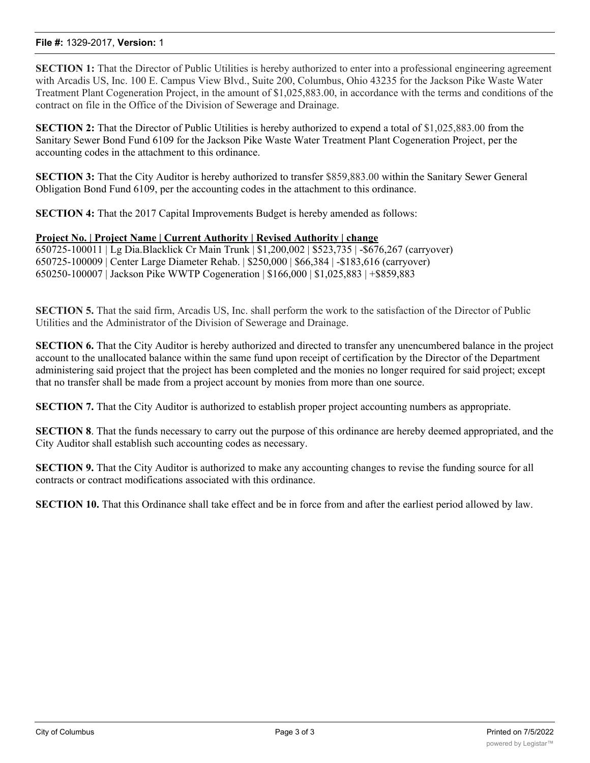**File #:** 1329-2017, **Version:** 1

**SECTION 1:** That the Director of Public Utilities is hereby authorized to enter into a professional engineering agreement with Arcadis US, Inc. 100 E. Campus View Blvd., Suite 200, Columbus, Ohio 43235 for the Jackson Pike Waste Water Treatment Plant Cogeneration Project, in the amount of $1,025,883.00, in accordance with the terms and conditions of the contract on file in the Office of the Division of Sewerage and Drainage.

**SECTION 2:** That the Director of Public Utilities is hereby authorized to expend a total of $1,025,883.00 from the Sanitary Sewer Bond Fund 6109 for the Jackson Pike Waste Water Treatment Plant Cogeneration Project, per the accounting codes in the attachment to this ordinance.

**SECTION 3:** That the City Auditor is hereby authorized to transfer $859,883.00 within the Sanitary Sewer General Obligation Bond Fund 6109, per the accounting codes in the attachment to this ordinance.

**SECTION 4:** That the 2017 Capital Improvements Budget is hereby amended as follows:

**Project No. | Project Name | Current Authority | Revised Authority | change**
650725-100011 | Lg Dia.Blacklick Cr Main Trunk | $1,200,002 | $523,735 | -$676,267 (carryover)
650725-100009 | Center Large Diameter Rehab. | $250,000 | $66,384 | -$183,616 (carryover)
650250-100007 | Jackson Pike WWTP Cogeneration | $166,000 | $1,025,883 | +$859,883

**SECTION 5.** That the said firm, Arcadis US, Inc. shall perform the work to the satisfaction of the Director of Public Utilities and the Administrator of the Division of Sewerage and Drainage.

**SECTION 6.** That the City Auditor is hereby authorized and directed to transfer any unencumbered balance in the project account to the unallocated balance within the same fund upon receipt of certification by the Director of the Department administering said project that the project has been completed and the monies no longer required for said project; except that no transfer shall be made from a project account by monies from more than one source.

**SECTION 7.** That the City Auditor is authorized to establish proper project accounting numbers as appropriate.

**SECTION 8**. That the funds necessary to carry out the purpose of this ordinance are hereby deemed appropriated, and the City Auditor shall establish such accounting codes as necessary.

**SECTION 9.** That the City Auditor is authorized to make any accounting changes to revise the funding source for all contracts or contract modifications associated with this ordinance.

**SECTION 10.** That this Ordinance shall take effect and be in force from and after the earliest period allowed by law.